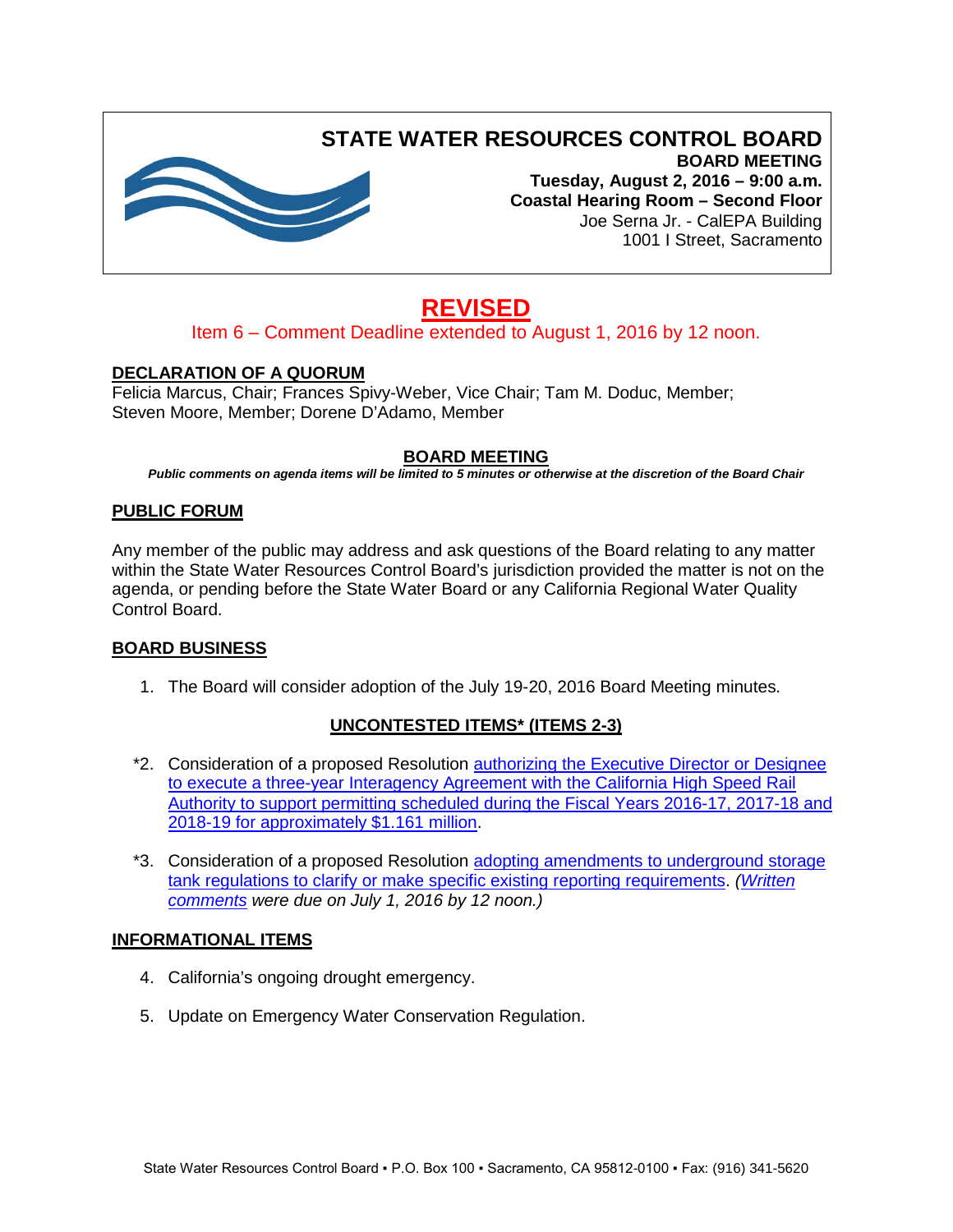# STATE WATER RESOURCES CONTROL BOARD

**BOARD MEETING**
**Tuesday, August 2, 2016 – 9:00 a.m.**
**Coastal Hearing Room – Second Floor**
Joe Serna Jr. - CalEPA Building
1001 I Street, Sacramento

## REVISED

Item 6 – Comment Deadline extended to August 1, 2016 by 12 noon.

**DECLARATION OF A QUORUM**

Felicia Marcus, Chair; Frances Spivy-Weber, Vice Chair; Tam M. Doduc, Member; Steven Moore, Member; Dorene D'Adamo, Member

**BOARD MEETING**

***Public comments on agenda items will be limited to 5 minutes or otherwise at the discretion of the Board Chair***

**PUBLIC FORUM**

Any member of the public may address and ask questions of the Board relating to any matter within the State Water Resources Control Board's jurisdiction provided the matter is not on the agenda, or pending before the State Water Board or any California Regional Water Quality Control Board.

**BOARD BUSINESS**

1. The Board will consider adoption of the July 19-20, 2016 Board Meeting minutes.

**UNCONTESTED ITEMS* (ITEMS 2-3)**

*2. Consideration of a proposed Resolution authorizing the Executive Director or Designee to execute a three-year Interagency Agreement with the California High Speed Rail Authority to support permitting scheduled during the Fiscal Years 2016-17, 2017-18 and 2018-19 for approximately $1.161 million.

*3. Consideration of a proposed Resolution adopting amendments to underground storage tank regulations to clarify or make specific existing reporting requirements. *(Written comments were due on July 1, 2016 by 12 noon.)*

**INFORMATIONAL ITEMS**

4. California's ongoing drought emergency.

5. Update on Emergency Water Conservation Regulation.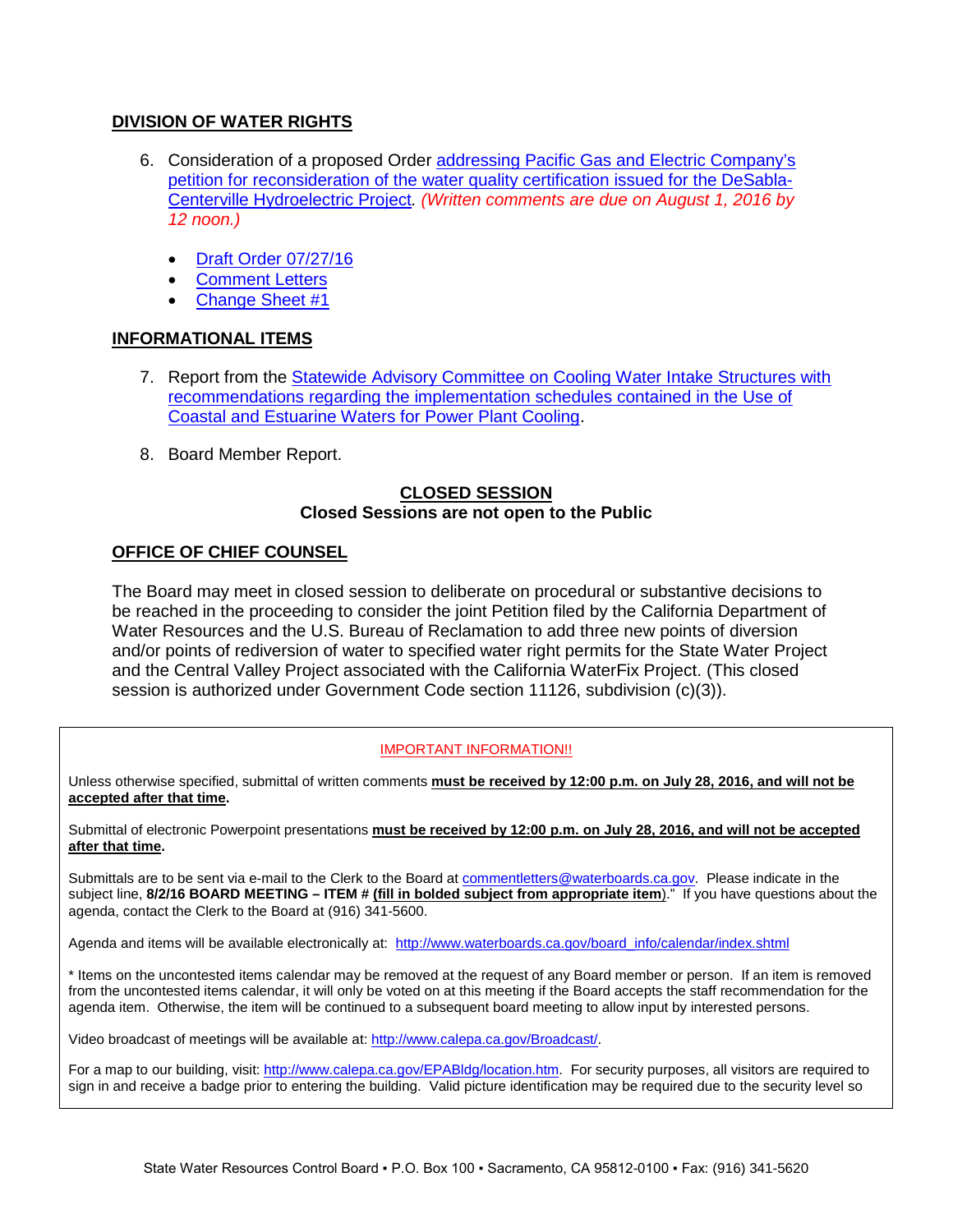## DIVISION OF WATER RIGHTS

6. Consideration of a proposed Order addressing Pacific Gas and Electric Company's petition for reconsideration of the water quality certification issued for the DeSabla-Centerville Hydroelectric Project. *(Written comments are due on August 1, 2016 by 12 noon.)*

   - Draft Order 07/27/16
   - Comment Letters
   - Change Sheet #1

## INFORMATIONAL ITEMS

7. Report from the Statewide Advisory Committee on Cooling Water Intake Structures with recommendations regarding the implementation schedules contained in the Use of Coastal and Estuarine Waters for Power Plant Cooling.

8. Board Member Report.

## CLOSED SESSION

**Closed Sessions are not open to the Public**

## OFFICE OF CHIEF COUNSEL

The Board may meet in closed session to deliberate on procedural or substantive decisions to be reached in the proceeding to consider the joint Petition filed by the California Department of Water Resources and the U.S. Bureau of Reclamation to add three new points of diversion and/or points of rediversion of water to specified water right permits for the State Water Project and the Central Valley Project associated with the California WaterFix Project. (This closed session is authorized under Government Code section 11126, subdivision (c)(3)).

---

IMPORTANT INFORMATION!!

Unless otherwise specified, submittal of written comments **must be received by 12:00 p.m. on July 28, 2016, and will not be accepted after that time**.

Submittal of electronic Powerpoint presentations **must be received by 12:00 p.m. on July 28, 2016, and will not be accepted after that time**.

Submittals are to be sent via e-mail to the Clerk to the Board at commentletters@waterboards.ca.gov. Please indicate in the subject line, **8/2/16 BOARD MEETING – ITEM # (fill in bolded subject from appropriate item)**." If you have questions about the agenda, contact the Clerk to the Board at (916) 341-5600.

Agenda and items will be available electronically at: http://www.waterboards.ca.gov/board_info/calendar/index.shtml

* Items on the uncontested items calendar may be removed at the request of any Board member or person. If an item is removed from the uncontested items calendar, it will only be voted on at this meeting if the Board accepts the staff recommendation for the agenda item. Otherwise, the item will be continued to a subsequent board meeting to allow input by interested persons.

Video broadcast of meetings will be available at: http://www.calepa.ca.gov/Broadcast/.

For a map to our building, visit: http://www.calepa.ca.gov/EPABldg/location.htm. For security purposes, all visitors are required to sign in and receive a badge prior to entering the building. Valid picture identification may be required due to the security level so

State Water Resources Control Board ▪ P.O. Box 100 ▪ Sacramento, CA 95812-0100 ▪ Fax: (916) 341-5620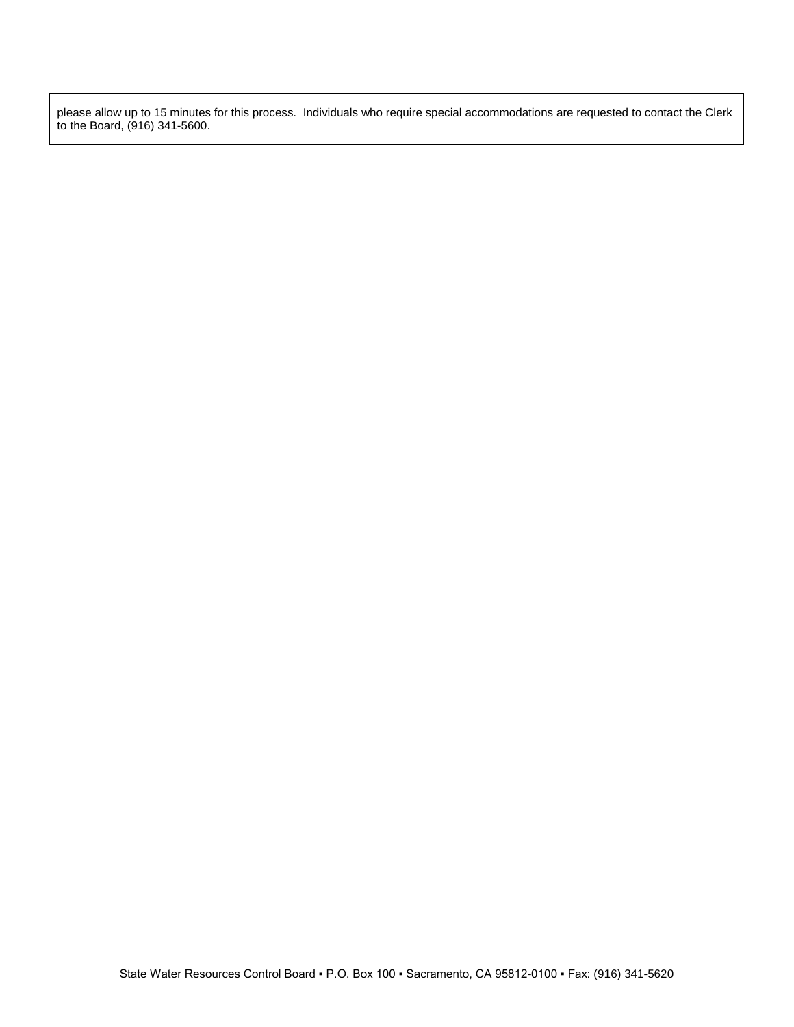please allow up to 15 minutes for this process. Individuals who require special accommodations are requested to contact the Clerk to the Board, (916) 341-5600.